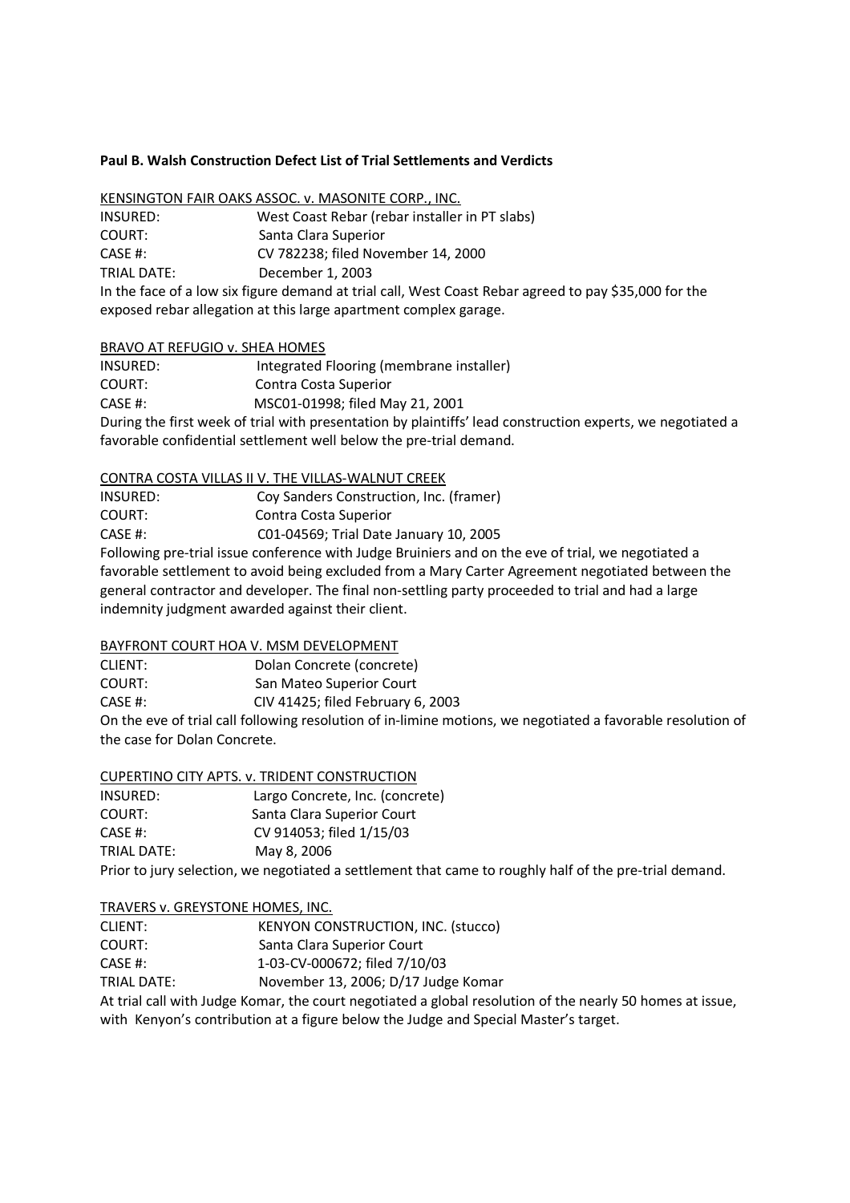**Paul B. Walsh Construction Defect List of Trial Settlements and Verdicts**

<u>KENSINGTON FAIR OAKS ASSOC. v. MASONITE CORP., INC.</u>

INSURED: West Coast Rebar (rebar installer in PT slabs)
COURT: Santa Clara Superior
CASE #: CV 782238; filed November 14, 2000
TRIAL DATE: December 1, 2003

In the face of a low six figure demand at trial call, West Coast Rebar agreed to pay $35,000 for the exposed rebar allegation at this large apartment complex garage.

<u>BRAVO AT REFUGIO v. SHEA HOMES</u>

INSURED: Integrated Flooring (membrane installer)
COURT: Contra Costa Superior
CASE #: MSC01-01998; filed May 21, 2001

During the first week of trial with presentation by plaintiffs' lead construction experts, we negotiated a favorable confidential settlement well below the pre-trial demand.

<u>CONTRA COSTA VILLAS II V. THE VILLAS-WALNUT CREEK</u>

INSURED: Coy Sanders Construction, Inc. (framer)
COURT: Contra Costa Superior
CASE #: C01-04569; Trial Date January 10, 2005

Following pre-trial issue conference with Judge Bruiniers and on the eve of trial, we negotiated a favorable settlement to avoid being excluded from a Mary Carter Agreement negotiated between the general contractor and developer. The final non-settling party proceeded to trial and had a large indemnity judgment awarded against their client.

<u>BAYFRONT COURT HOA V. MSM DEVELOPMENT</u>

CLIENT: Dolan Concrete (concrete)
COURT: San Mateo Superior Court
CASE #: CIV 41425; filed February 6, 2003

On the eve of trial call following resolution of in-limine motions, we negotiated a favorable resolution of the case for Dolan Concrete.

<u>CUPERTINO CITY APTS. v. TRIDENT CONSTRUCTION</u>

INSURED: Largo Concrete, Inc. (concrete)
COURT: Santa Clara Superior Court
CASE #: CV 914053; filed 1/15/03
TRIAL DATE: May 8, 2006

Prior to jury selection, we negotiated a settlement that came to roughly half of the pre-trial demand.

<u>TRAVERS v. GREYSTONE HOMES, INC.</u>

CLIENT: KENYON CONSTRUCTION, INC. (stucco)
COURT: Santa Clara Superior Court
CASE #: 1-03-CV-000672; filed 7/10/03
TRIAL DATE: November 13, 2006; D/17 Judge Komar

At trial call with Judge Komar, the court negotiated a global resolution of the nearly 50 homes at issue, with Kenyon's contribution at a figure below the Judge and Special Master's target.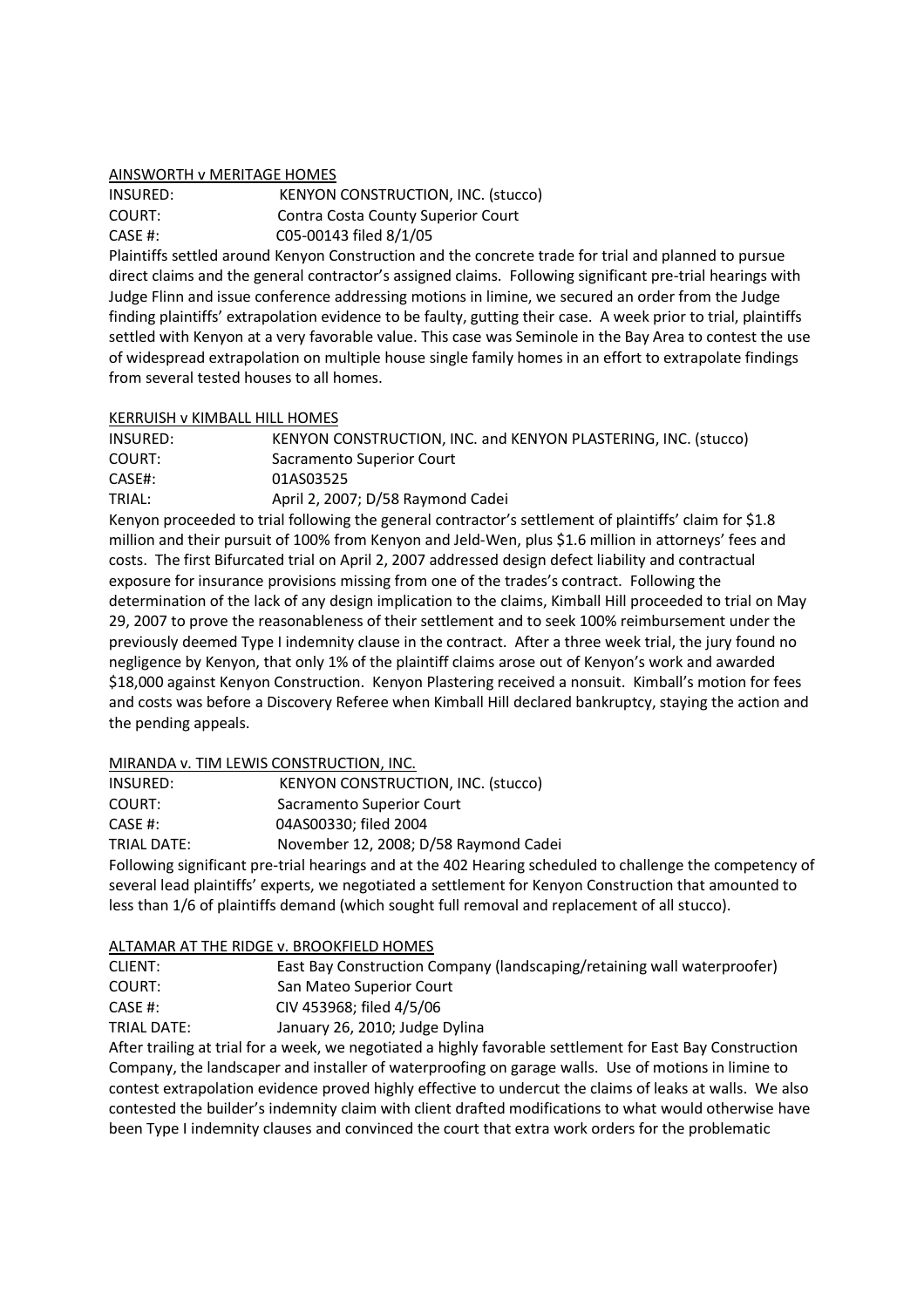<u>AINSWORTH v MERITAGE HOMES</u>

INSURED: KENYON CONSTRUCTION, INC. (stucco)
COURT: Contra Costa County Superior Court
CASE #: C05-00143 filed 8/1/05

Plaintiffs settled around Kenyon Construction and the concrete trade for trial and planned to pursue direct claims and the general contractor's assigned claims. Following significant pre-trial hearings with Judge Flinn and issue conference addressing motions in limine, we secured an order from the Judge finding plaintiffs' extrapolation evidence to be faulty, gutting their case. A week prior to trial, plaintiffs settled with Kenyon at a very favorable value. This case was Seminole in the Bay Area to contest the use of widespread extrapolation on multiple house single family homes in an effort to extrapolate findings from several tested houses to all homes.

<u>KERRUISH v KIMBALL HILL HOMES</u>

INSURED: KENYON CONSTRUCTION, INC. and KENYON PLASTERING, INC. (stucco)
COURT: Sacramento Superior Court
CASE#: 01AS03525
TRIAL: April 2, 2007; D/58 Raymond Cadei

Kenyon proceeded to trial following the general contractor's settlement of plaintiffs' claim for $1.8 million and their pursuit of 100% from Kenyon and Jeld-Wen, plus $1.6 million in attorneys' fees and costs. The first Bifurcated trial on April 2, 2007 addressed design defect liability and contractual exposure for insurance provisions missing from one of the trades's contract. Following the determination of the lack of any design implication to the claims, Kimball Hill proceeded to trial on May 29, 2007 to prove the reasonableness of their settlement and to seek 100% reimbursement under the previously deemed Type I indemnity clause in the contract. After a three week trial, the jury found no negligence by Kenyon, that only 1% of the plaintiff claims arose out of Kenyon's work and awarded $18,000 against Kenyon Construction. Kenyon Plastering received a nonsuit. Kimball's motion for fees and costs was before a Discovery Referee when Kimball Hill declared bankruptcy, staying the action and the pending appeals.

<u>MIRANDA v. TIM LEWIS CONSTRUCTION, INC.</u>

INSURED: KENYON CONSTRUCTION, INC. (stucco)
COURT: Sacramento Superior Court
CASE #: 04AS00330; filed 2004
TRIAL DATE: November 12, 2008; D/58 Raymond Cadei

Following significant pre-trial hearings and at the 402 Hearing scheduled to challenge the competency of several lead plaintiffs' experts, we negotiated a settlement for Kenyon Construction that amounted to less than 1/6 of plaintiffs demand (which sought full removal and replacement of all stucco).

<u>ALTAMAR AT THE RIDGE v. BROOKFIELD HOMES</u>

CLIENT: East Bay Construction Company (landscaping/retaining wall waterproofer)
COURT: San Mateo Superior Court
CASE #: CIV 453968; filed 4/5/06
TRIAL DATE: January 26, 2010; Judge Dylina

After trailing at trial for a week, we negotiated a highly favorable settlement for East Bay Construction Company, the landscaper and installer of waterproofing on garage walls. Use of motions in limine to contest extrapolation evidence proved highly effective to undercut the claims of leaks at walls. We also contested the builder's indemnity claim with client drafted modifications to what would otherwise have been Type I indemnity clauses and convinced the court that extra work orders for the problematic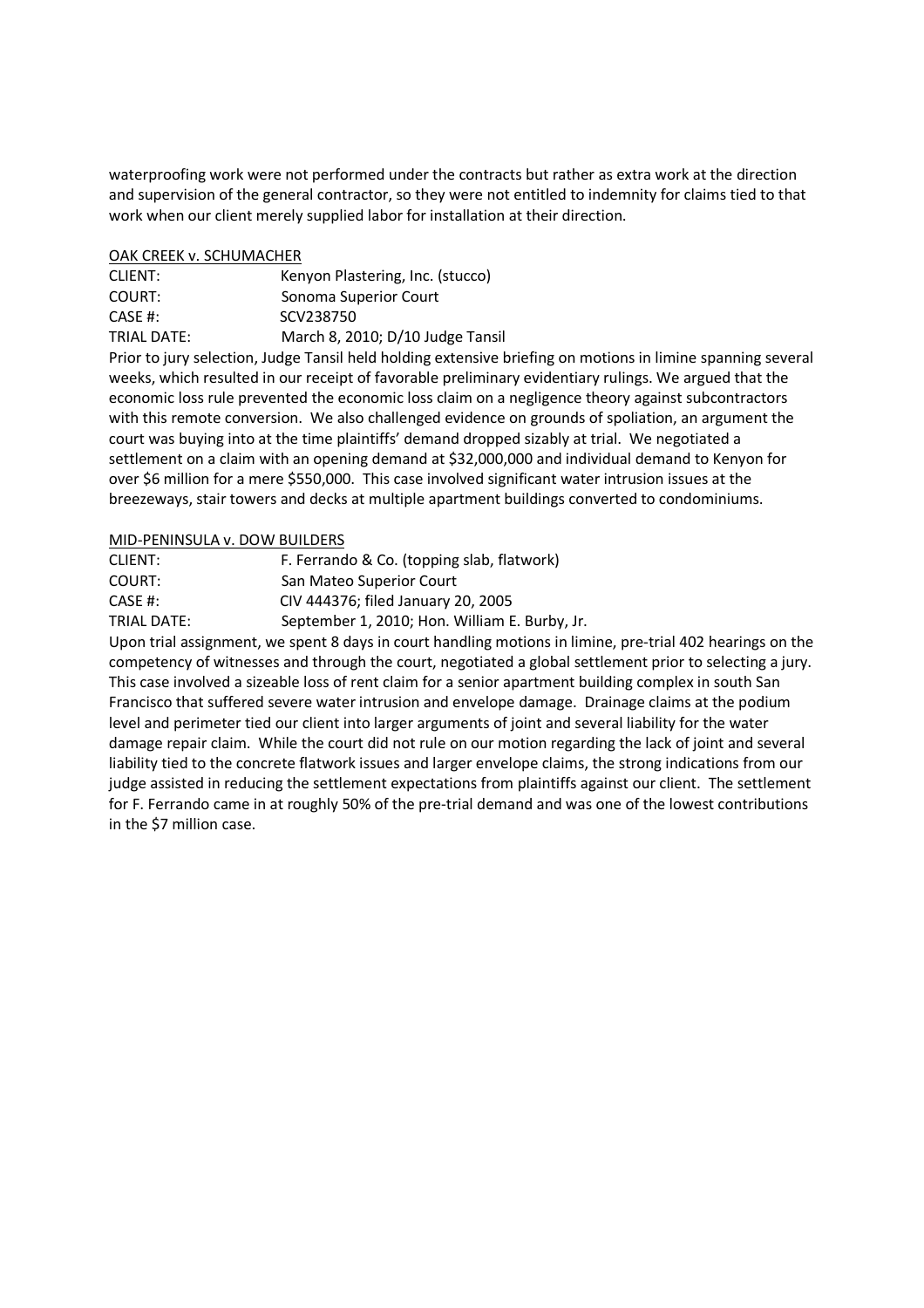waterproofing work were not performed under the contracts but rather as extra work at the direction and supervision of the general contractor, so they were not entitled to indemnity for claims tied to that work when our client merely supplied labor for installation at their direction.

<u>OAK CREEK v. SCHUMACHER</u>

| | |
|---|---|
| CLIENT: | Kenyon Plastering, Inc. (stucco) |
| COURT: | Sonoma Superior Court |
| CASE #: | SCV238750 |
| TRIAL DATE: | March 8, 2010; D/10 Judge Tansil |

Prior to jury selection, Judge Tansil held holding extensive briefing on motions in limine spanning several weeks, which resulted in our receipt of favorable preliminary evidentiary rulings. We argued that the economic loss rule prevented the economic loss claim on a negligence theory against subcontractors with this remote conversion. We also challenged evidence on grounds of spoliation, an argument the court was buying into at the time plaintiffs' demand dropped sizably at trial. We negotiated a settlement on a claim with an opening demand at $32,000,000 and individual demand to Kenyon for over $6 million for a mere $550,000. This case involved significant water intrusion issues at the breezeways, stair towers and decks at multiple apartment buildings converted to condominiums.

<u>MID-PENINSULA v. DOW BUILDERS</u>

| | |
|---|---|
| CLIENT: | F. Ferrando & Co. (topping slab, flatwork) |
| COURT: | San Mateo Superior Court |
| CASE #: | CIV 444376; filed January 20, 2005 |
| TRIAL DATE: | September 1, 2010; Hon. William E. Burby, Jr. |

Upon trial assignment, we spent 8 days in court handling motions in limine, pre-trial 402 hearings on the competency of witnesses and through the court, negotiated a global settlement prior to selecting a jury. This case involved a sizeable loss of rent claim for a senior apartment building complex in south San Francisco that suffered severe water intrusion and envelope damage. Drainage claims at the podium level and perimeter tied our client into larger arguments of joint and several liability for the water damage repair claim. While the court did not rule on our motion regarding the lack of joint and several liability tied to the concrete flatwork issues and larger envelope claims, the strong indications from our judge assisted in reducing the settlement expectations from plaintiffs against our client. The settlement for F. Ferrando came in at roughly 50% of the pre-trial demand and was one of the lowest contributions in the $7 million case.